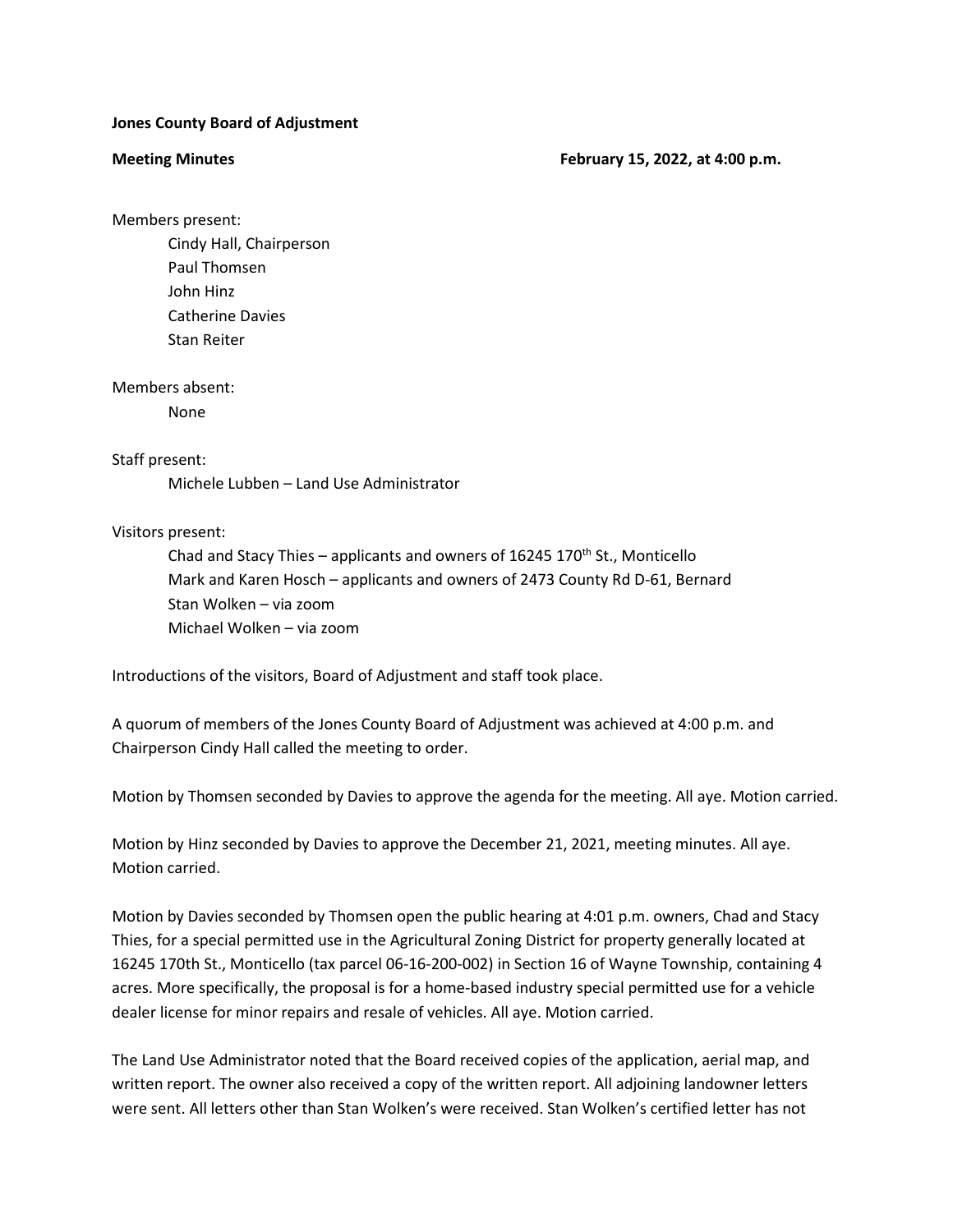**Jones County Board of Adjustment**

**Meeting Minutes** **February 15, 2022, at 4:00 p.m.**

Members present:

Cindy Hall, Chairperson
Paul Thomsen
John Hinz
Catherine Davies
Stan Reiter

Members absent:

None

Staff present:

Michele Lubben – Land Use Administrator

Visitors present:

Chad and Stacy Thies – applicants and owners of 16245 170th St., Monticello
Mark and Karen Hosch – applicants and owners of 2473 County Rd D-61, Bernard
Stan Wolken – via zoom
Michael Wolken – via zoom

Introductions of the visitors, Board of Adjustment and staff took place.

A quorum of members of the Jones County Board of Adjustment was achieved at 4:00 p.m. and Chairperson Cindy Hall called the meeting to order.

Motion by Thomsen seconded by Davies to approve the agenda for the meeting. All aye. Motion carried.

Motion by Hinz seconded by Davies to approve the December 21, 2021, meeting minutes. All aye. Motion carried.

Motion by Davies seconded by Thomsen open the public hearing at 4:01 p.m. owners, Chad and Stacy Thies, for a special permitted use in the Agricultural Zoning District for property generally located at 16245 170th St., Monticello (tax parcel 06-16-200-002) in Section 16 of Wayne Township, containing 4 acres. More specifically, the proposal is for a home-based industry special permitted use for a vehicle dealer license for minor repairs and resale of vehicles. All aye. Motion carried.

The Land Use Administrator noted that the Board received copies of the application, aerial map, and written report. The owner also received a copy of the written report. All adjoining landowner letters were sent. All letters other than Stan Wolken's were received. Stan Wolken's certified letter has not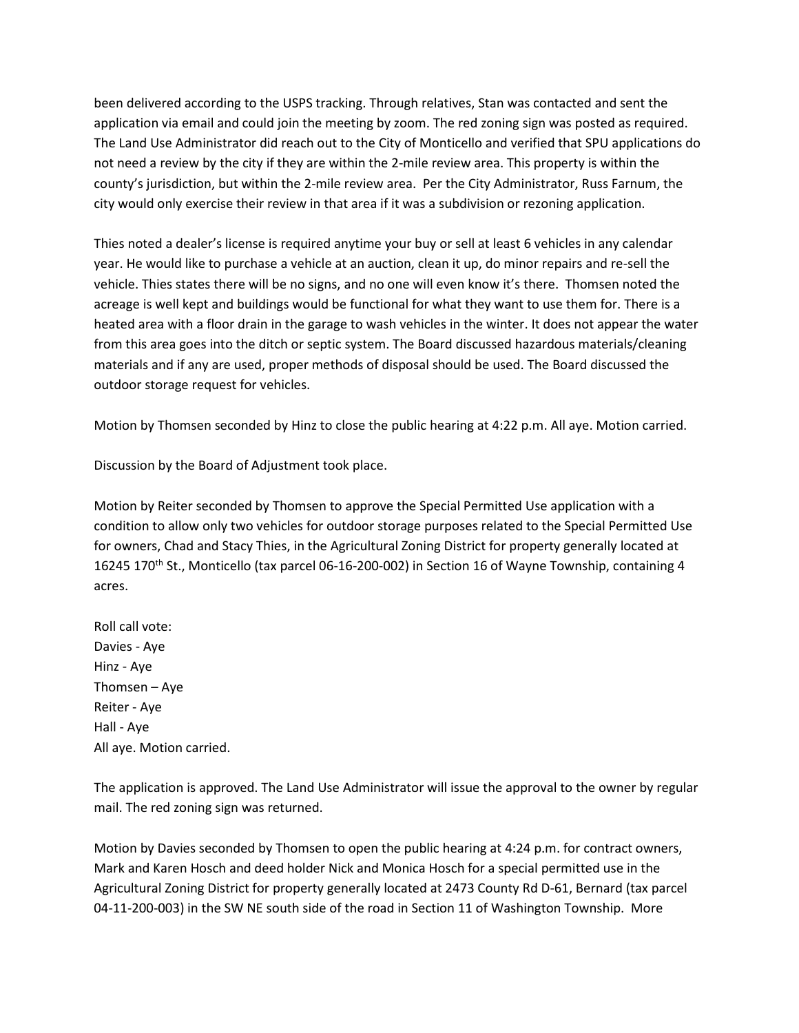been delivered according to the USPS tracking. Through relatives, Stan was contacted and sent the application via email and could join the meeting by zoom. The red zoning sign was posted as required. The Land Use Administrator did reach out to the City of Monticello and verified that SPU applications do not need a review by the city if they are within the 2-mile review area. This property is within the county's jurisdiction, but within the 2-mile review area. Per the City Administrator, Russ Farnum, the city would only exercise their review in that area if it was a subdivision or rezoning application.

Thies noted a dealer's license is required anytime your buy or sell at least 6 vehicles in any calendar year. He would like to purchase a vehicle at an auction, clean it up, do minor repairs and re-sell the vehicle. Thies states there will be no signs, and no one will even know it's there. Thomsen noted the acreage is well kept and buildings would be functional for what they want to use them for. There is a heated area with a floor drain in the garage to wash vehicles in the winter. It does not appear the water from this area goes into the ditch or septic system. The Board discussed hazardous materials/cleaning materials and if any are used, proper methods of disposal should be used. The Board discussed the outdoor storage request for vehicles.

Motion by Thomsen seconded by Hinz to close the public hearing at 4:22 p.m. All aye. Motion carried.

Discussion by the Board of Adjustment took place.

Motion by Reiter seconded by Thomsen to approve the Special Permitted Use application with a condition to allow only two vehicles for outdoor storage purposes related to the Special Permitted Use for owners, Chad and Stacy Thies, in the Agricultural Zoning District for property generally located at 16245 170th St., Monticello (tax parcel 06-16-200-002) in Section 16 of Wayne Township, containing 4 acres.

Roll call vote:
Davies - Aye
Hinz - Aye
Thomsen – Aye
Reiter - Aye
Hall - Aye
All aye. Motion carried.

The application is approved. The Land Use Administrator will issue the approval to the owner by regular mail. The red zoning sign was returned.

Motion by Davies seconded by Thomsen to open the public hearing at 4:24 p.m. for contract owners, Mark and Karen Hosch and deed holder Nick and Monica Hosch for a special permitted use in the Agricultural Zoning District for property generally located at 2473 County Rd D-61, Bernard (tax parcel 04-11-200-003) in the SW NE south side of the road in Section 11 of Washington Township. More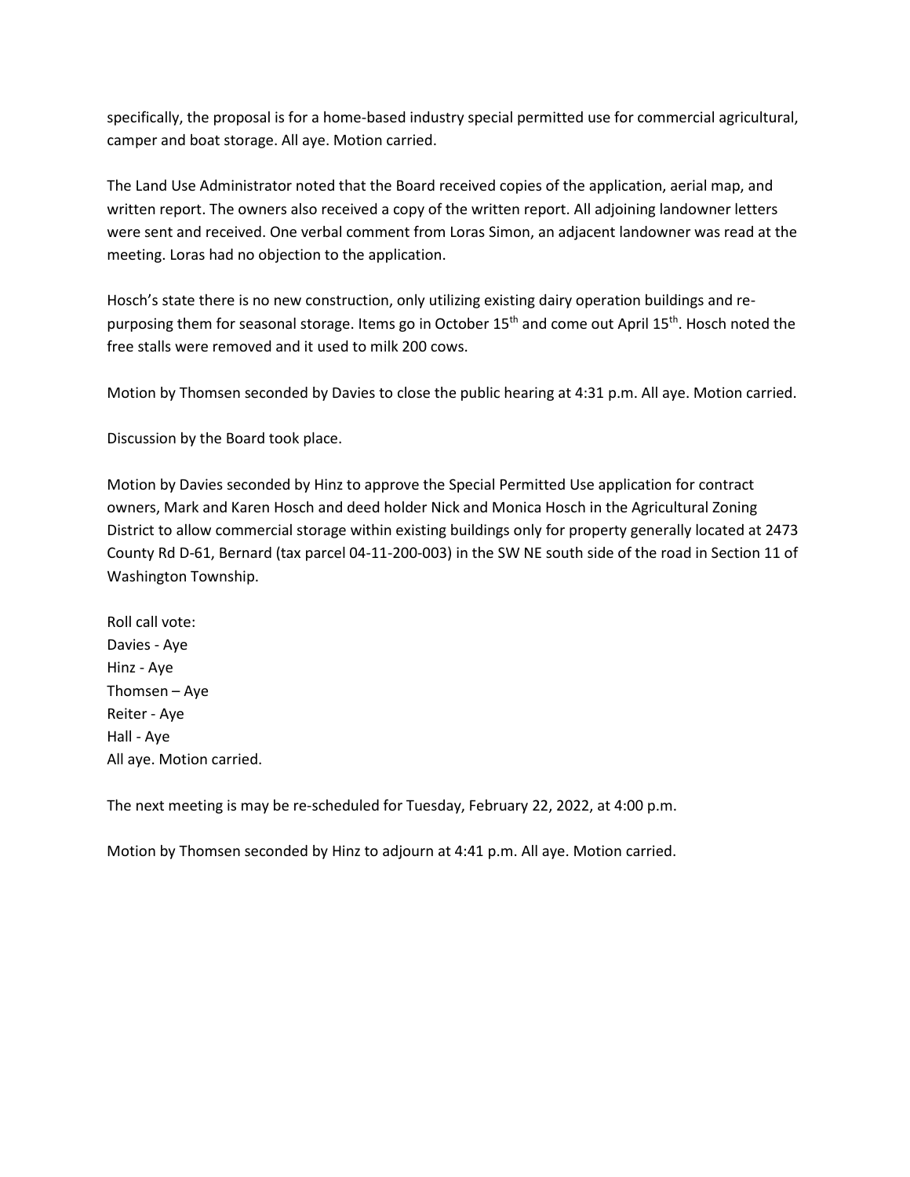specifically, the proposal is for a home-based industry special permitted use for commercial agricultural, camper and boat storage. All aye. Motion carried.

The Land Use Administrator noted that the Board received copies of the application, aerial map, and written report. The owners also received a copy of the written report. All adjoining landowner letters were sent and received. One verbal comment from Loras Simon, an adjacent landowner was read at the meeting. Loras had no objection to the application.

Hosch's state there is no new construction, only utilizing existing dairy operation buildings and re-purposing them for seasonal storage. Items go in October 15th and come out April 15th. Hosch noted the free stalls were removed and it used to milk 200 cows.

Motion by Thomsen seconded by Davies to close the public hearing at 4:31 p.m. All aye. Motion carried.

Discussion by the Board took place.

Motion by Davies seconded by Hinz to approve the Special Permitted Use application for contract owners, Mark and Karen Hosch and deed holder Nick and Monica Hosch in the Agricultural Zoning District to allow commercial storage within existing buildings only for property generally located at 2473 County Rd D-61, Bernard (tax parcel 04-11-200-003) in the SW NE south side of the road in Section 11 of Washington Township.

Roll call vote:
Davies - Aye
Hinz - Aye
Thomsen – Aye
Reiter - Aye
Hall - Aye
All aye. Motion carried.

The next meeting is may be re-scheduled for Tuesday, February 22, 2022, at 4:00 p.m.

Motion by Thomsen seconded by Hinz to adjourn at 4:41 p.m. All aye. Motion carried.